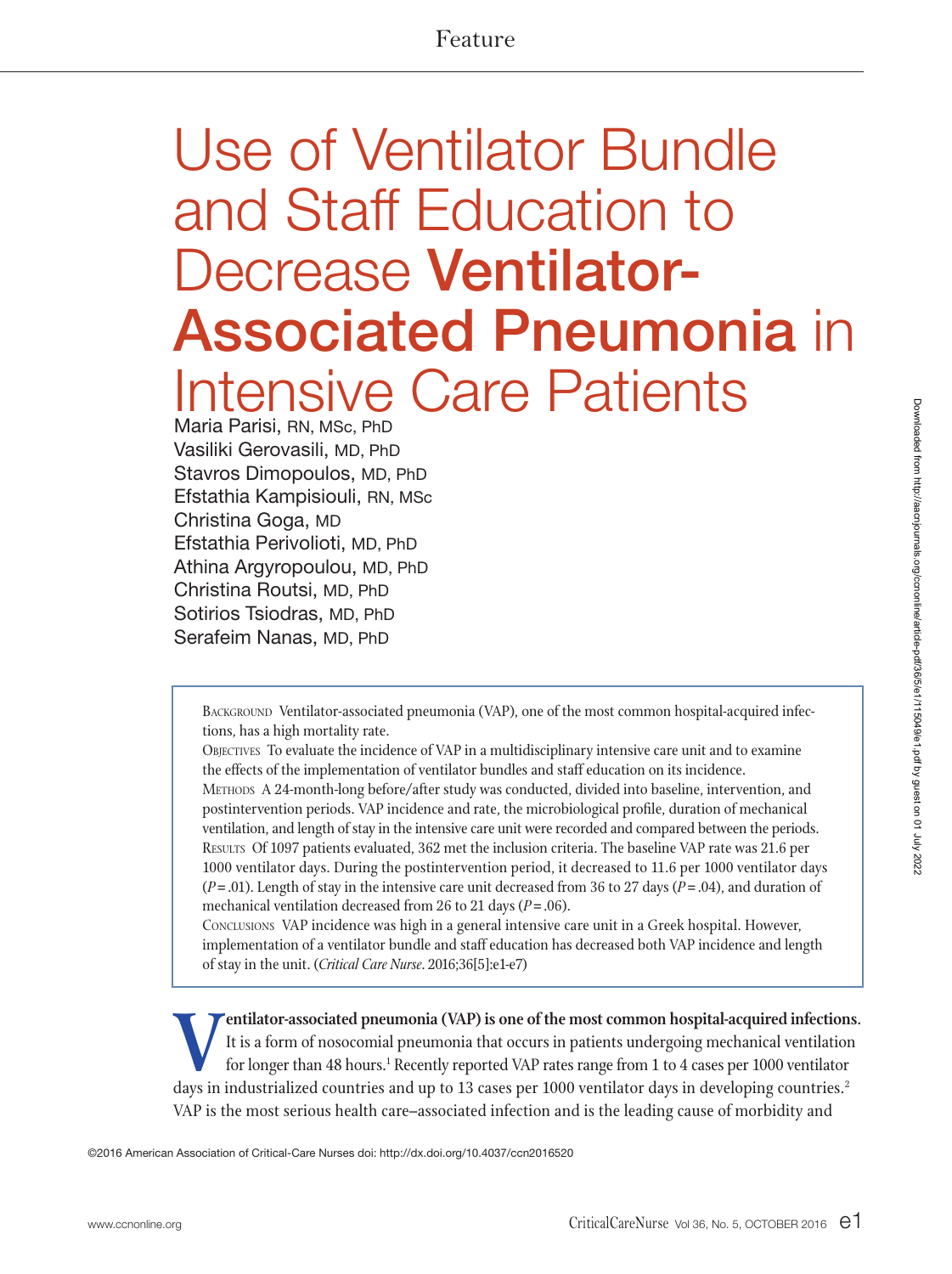Feature

# Use of Ventilator Bundle and Staff Education to Decrease **Ventilator-Associated Pneumonia** in Intensive Care Patients

Maria Parisi, RN, MSc, PhD
Vasiliki Gerovasili, MD, PhD
Stavros Dimopoulos, MD, PhD
Efstathia Kampisiouli, RN, MSc
Christina Goga, MD
Efstathia Perivolioti, MD, PhD
Athina Argyropoulou, MD, PhD
Christina Routsi, MD, PhD
Sotirios Tsiodras, MD, PhD
Serafeim Nanas, MD, PhD

Background Ventilator-associated pneumonia (VAP), one of the most common hospital-acquired infections, has a high mortality rate.
Objectives To evaluate the incidence of VAP in a multidisciplinary intensive care unit and to examine the effects of the implementation of ventilator bundles and staff education on its incidence.
Methods A 24-month-long before/after study was conducted, divided into baseline, intervention, and postintervention periods. VAP incidence and rate, the microbiological profile, duration of mechanical ventilation, and length of stay in the intensive care unit were recorded and compared between the periods.
Results Of 1097 patients evaluated, 362 met the inclusion criteria. The baseline VAP rate was 21.6 per 1000 ventilator days. During the postintervention period, it decreased to 11.6 per 1000 ventilator days ($P = .01$). Length of stay in the intensive care unit decreased from 36 to 27 days ($P = .04$), and duration of mechanical ventilation decreased from 26 to 21 days ($P = .06$).
Conclusions VAP incidence was high in a general intensive care unit in a Greek hospital. However, implementation of a ventilator bundle and staff education has decreased both VAP incidence and length of stay in the unit. (*Critical Care Nurse*. 2016;36[5]:e1-e7)

**Ventilator-associated pneumonia (VAP) is one of the most common hospital-acquired infections.** It is a form of nosocomial pneumonia that occurs in patients undergoing mechanical ventilation for longer than 48 hours.[1] Recently reported VAP rates range from 1 to 4 cases per 1000 ventilator days in industrialized countries and up to 13 cases per 1000 ventilator days in developing countries.[2] VAP is the most serious health care–associated infection and is the leading cause of morbidity and

©2016 American Association of Critical-Care Nurses doi: http://dx.doi.org/10.4037/ccn2016520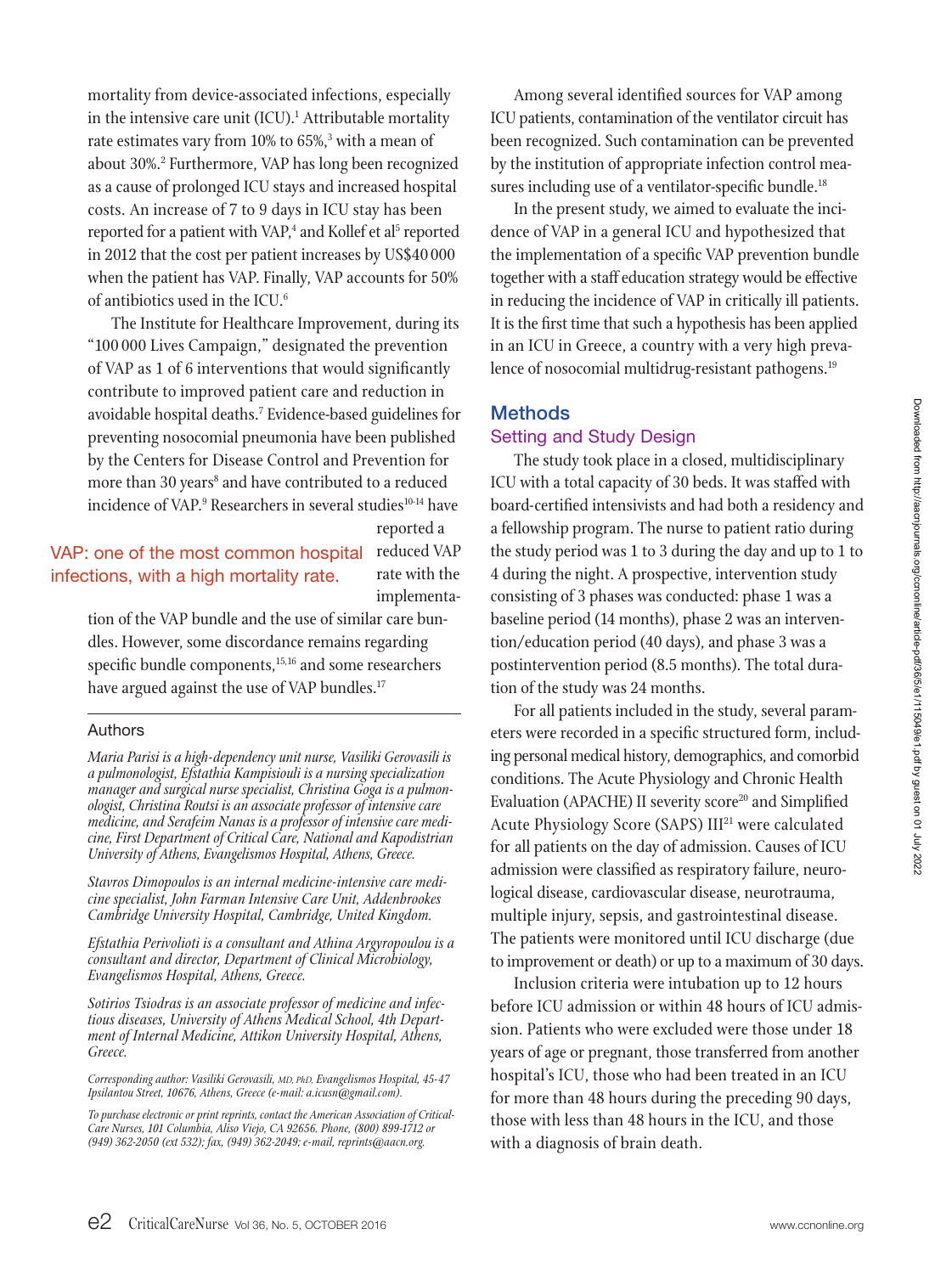mortality from device-associated infections, especially in the intensive care unit (ICU).[1] Attributable mortality rate estimates vary from 10% to 65%,[3] with a mean of about 30%.[2] Furthermore, VAP has long been recognized as a cause of prolonged ICU stays and increased hospital costs. An increase of 7 to 9 days in ICU stay has been reported for a patient with VAP,[4] and Kollef et al[5] reported in 2012 that the cost per patient increases by US$40 000 when the patient has VAP. Finally, VAP accounts for 50% of antibiotics used in the ICU.[6]

The Institute for Healthcare Improvement, during its "100 000 Lives Campaign," designated the prevention of VAP as 1 of 6 interventions that would significantly contribute to improved patient care and reduction in avoidable hospital deaths.[7] Evidence-based guidelines for preventing nosocomial pneumonia have been published by the Centers for Disease Control and Prevention for more than 30 years[8] and have contributed to a reduced incidence of VAP.[9] Researchers in several studies[10-14] have reported a reduced VAP rate with the implementation of the VAP bundle and the use of similar care bundles. However, some discordance remains regarding specific bundle components,[15,16] and some researchers have argued against the use of VAP bundles.[17]

VAP: one of the most common hospital infections, with a high mortality rate.

## Authors

*Maria Parisi is a high-dependency unit nurse, Vasiliki Gerovasili is a pulmonologist, Efstathia Kampisiouli is a nursing specialization manager and surgical nurse specialist, Christina Goga is a pulmonologist, Christina Routsi is an associate professor of intensive care medicine, and Serafeim Nanas is a professor of intensive care medicine, First Department of Critical Care, National and Kapodistrian University of Athens, Evangelismos Hospital, Athens, Greece.*

*Stavros Dimopoulos is an internal medicine-intensive care medicine specialist, John Farman Intensive Care Unit, Addenbrookes Cambridge University Hospital, Cambridge, United Kingdom.*

*Efstathia Perivolioti is a consultant and Athina Argyropoulou is a consultant and director, Department of Clinical Microbiology, Evangelismos Hospital, Athens, Greece.*

*Sotirios Tsiodras is an associate professor of medicine and infectious diseases, University of Athens Medical School, 4th Department of Internal Medicine, Attikon University Hospital, Athens, Greece.*

*Corresponding author: Vasiliki Gerovasili, MD, PhD, Evangelismos Hospital, 45-47 Ipsilantou Street, 10676, Athens, Greece (e-mail: a.icusn@gmail.com).*

*To purchase electronic or print reprints, contact the American Association of Critical-Care Nurses, 101 Columbia, Aliso Viejo, CA 92656. Phone, (800) 899-1712 or (949) 362-2050 (ext 532); fax, (949) 362-2049; e-mail, reprints@aacn.org.*

Among several identified sources for VAP among ICU patients, contamination of the ventilator circuit has been recognized. Such contamination can be prevented by the institution of appropriate infection control measures including use of a ventilator-specific bundle.[18]

In the present study, we aimed to evaluate the incidence of VAP in a general ICU and hypothesized that the implementation of a specific VAP prevention bundle together with a staff education strategy would be effective in reducing the incidence of VAP in critically ill patients. It is the first time that such a hypothesis has been applied in an ICU in Greece, a country with a very high prevalence of nosocomial multidrug-resistant pathogens.[19]

## Methods

### Setting and Study Design

The study took place in a closed, multidisciplinary ICU with a total capacity of 30 beds. It was staffed with board-certified intensivists and had both a residency and a fellowship program. The nurse to patient ratio during the study period was 1 to 3 during the day and up to 1 to 4 during the night. A prospective, intervention study consisting of 3 phases was conducted: phase 1 was a baseline period (14 months), phase 2 was an intervention/education period (40 days), and phase 3 was a postintervention period (8.5 months). The total duration of the study was 24 months.

For all patients included in the study, several parameters were recorded in a specific structured form, including personal medical history, demographics, and comorbid conditions. The Acute Physiology and Chronic Health Evaluation (APACHE) II severity score[20] and Simplified Acute Physiology Score (SAPS) III[21] were calculated for all patients on the day of admission. Causes of ICU admission were classified as respiratory failure, neurological disease, cardiovascular disease, neurotrauma, multiple injury, sepsis, and gastrointestinal disease. The patients were monitored until ICU discharge (due to improvement or death) or up to a maximum of 30 days.

Inclusion criteria were intubation up to 12 hours before ICU admission or within 48 hours of ICU admission. Patients who were excluded were those under 18 years of age or pregnant, those transferred from another hospital's ICU, those who had been treated in an ICU for more than 48 hours during the preceding 90 days, those with less than 48 hours in the ICU, and those with a diagnosis of brain death.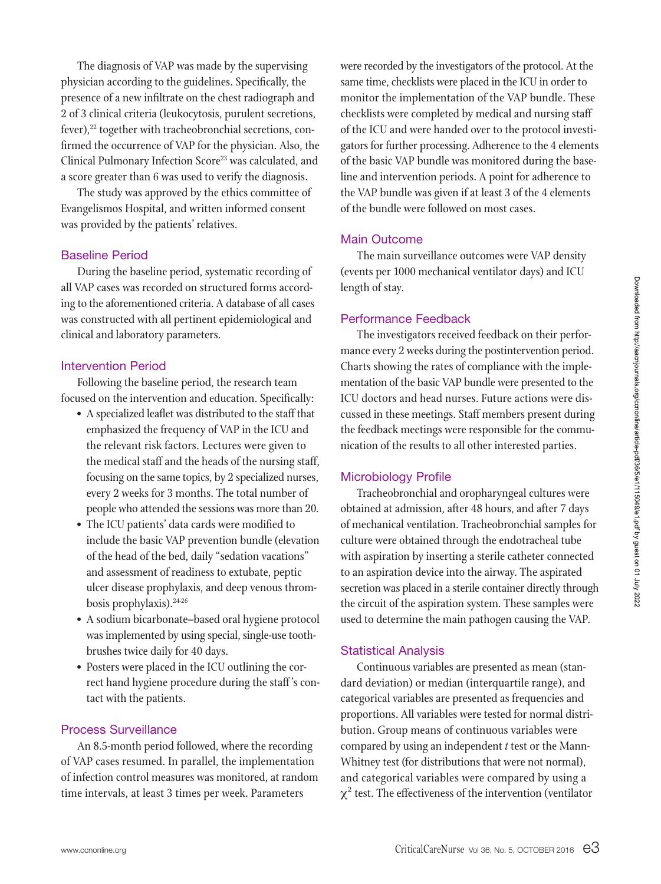The diagnosis of VAP was made by the supervising physician according to the guidelines. Specifically, the presence of a new infiltrate on the chest radiograph and 2 of 3 clinical criteria (leukocytosis, purulent secretions, fever),[22] together with tracheobronchial secretions, confirmed the occurrence of VAP for the physician. Also, the Clinical Pulmonary Infection Score[23] was calculated, and a score greater than 6 was used to verify the diagnosis.

The study was approved by the ethics committee of Evangelismos Hospital, and written informed consent was provided by the patients' relatives.

## Baseline Period

During the baseline period, systematic recording of all VAP cases was recorded on structured forms according to the aforementioned criteria. A database of all cases was constructed with all pertinent epidemiological and clinical and laboratory parameters.

## Intervention Period

Following the baseline period, the research team focused on the intervention and education. Specifically:

- A specialized leaflet was distributed to the staff that emphasized the frequency of VAP in the ICU and the relevant risk factors. Lectures were given to the medical staff and the heads of the nursing staff, focusing on the same topics, by 2 specialized nurses, every 2 weeks for 3 months. The total number of people who attended the sessions was more than 20.
- The ICU patients' data cards were modified to include the basic VAP prevention bundle (elevation of the head of the bed, daily "sedation vacations" and assessment of readiness to extubate, peptic ulcer disease prophylaxis, and deep venous thrombosis prophylaxis).[24-26]
- A sodium bicarbonate–based oral hygiene protocol was implemented by using special, single-use toothbrushes twice daily for 40 days.
- Posters were placed in the ICU outlining the correct hand hygiene procedure during the staff's contact with the patients.

## Process Surveillance

An 8.5-month period followed, where the recording of VAP cases resumed. In parallel, the implementation of infection control measures was monitored, at random time intervals, at least 3 times per week. Parameters were recorded by the investigators of the protocol. At the same time, checklists were placed in the ICU in order to monitor the implementation of the VAP bundle. These checklists were completed by medical and nursing staff of the ICU and were handed over to the protocol investigators for further processing. Adherence to the 4 elements of the basic VAP bundle was monitored during the baseline and intervention periods. A point for adherence to the VAP bundle was given if at least 3 of the 4 elements of the bundle were followed on most cases.

## Main Outcome

The main surveillance outcomes were VAP density (events per 1000 mechanical ventilator days) and ICU length of stay.

## Performance Feedback

The investigators received feedback on their performance every 2 weeks during the postintervention period. Charts showing the rates of compliance with the implementation of the basic VAP bundle were presented to the ICU doctors and head nurses. Future actions were discussed in these meetings. Staff members present during the feedback meetings were responsible for the communication of the results to all other interested parties.

## Microbiology Profile

Tracheobronchial and oropharyngeal cultures were obtained at admission, after 48 hours, and after 7 days of mechanical ventilation. Tracheobronchial samples for culture were obtained through the endotracheal tube with aspiration by inserting a sterile catheter connected to an aspiration device into the airway. The aspirated secretion was placed in a sterile container directly through the circuit of the aspiration system. These samples were used to determine the main pathogen causing the VAP.

## Statistical Analysis

Continuous variables are presented as mean (standard deviation) or median (interquartile range), and categorical variables are presented as frequencies and proportions. All variables were tested for normal distribution. Group means of continuous variables were compared by using an independent *t* test or the Mann-Whitney test (for distributions that were not normal), and categorical variables were compared by using a $\chi^2$ test. The effectiveness of the intervention (ventilator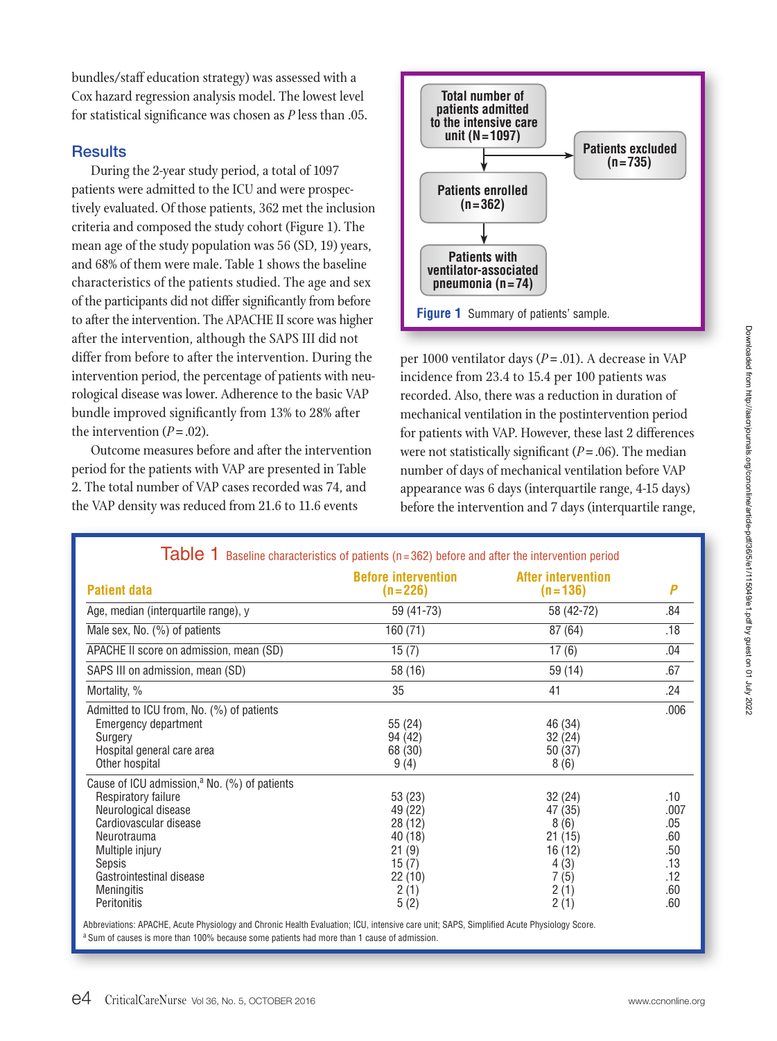bundles/staff education strategy) was assessed with a Cox hazard regression analysis model. The lowest level for statistical significance was chosen as $P$ less than .05.

## Results

During the 2-year study period, a total of 1097 patients were admitted to the ICU and were prospectively evaluated. Of those patients, 362 met the inclusion criteria and composed the study cohort (Figure 1). The mean age of the study population was 56 (SD, 19) years, and 68% of them were male. Table 1 shows the baseline characteristics of the patients studied. The age and sex of the participants did not differ significantly from before to after the intervention. The APACHE II score was higher after the intervention, although the SAPS III did not differ from before to after the intervention. During the intervention period, the percentage of patients with neurological disease was lower. Adherence to the basic VAP bundle improved significantly from 13% to 28% after the intervention ($P = .02$).

Outcome measures before and after the intervention period for the patients with VAP are presented in Table 2. The total number of VAP cases recorded was 74, and the VAP density was reduced from 21.6 to 11.6 events per 1000 ventilator days ($P = .01$). A decrease in VAP incidence from 23.4 to 15.4 per 100 patients was recorded. Also, there was a reduction in duration of mechanical ventilation in the postintervention period for patients with VAP. However, these last 2 differences were not statistically significant ($P = .06$). The median number of days of mechanical ventilation before VAP appearance was 6 days (interquartile range, 4-15 days) before the intervention and 7 days (interquartile range,

Total number of patients admitted to the intensive care unit (N = 1097)

Patients excluded (n = 735)

Patients enrolled (n = 362)

Patients with ventilator-associated pneumonia (n = 74)

**Figure 1** Summary of patients' sample.

**Table 1** Baseline characteristics of patients (n = 362) before and after the intervention period

| Patient data | Before intervention (n = 226) | After intervention (n = 136) | P |
|---|---|---|---|
| Age, median (interquartile range), y | 59 (41-73) | 58 (42-72) | .84 |
| Male sex, No. (%) of patients | 160 (71) | 87 (64) | .18 |
| APACHE II score on admission, mean (SD) | 15 (7) | 17 (6) | .04 |
| SAPS III on admission, mean (SD) | 58 (16) | 59 (14) | .67 |
| Mortality, % | 35 | 41 | .24 |
| Admitted to ICU from, No. (%) of patients | | | .006 |
| Emergency department | 55 (24) | 46 (34) | |
| Surgery | 94 (42) | 32 (24) | |
| Hospital general care area | 68 (30) | 50 (37) | |
| Other hospital | 9 (4) | 8 (6) | |
| Cause of ICU admission,[a] No. (%) of patients | | | |
| Respiratory failure | 53 (23) | 32 (24) | .10 |
| Neurological disease | 49 (22) | 47 (35) | .007 |
| Cardiovascular disease | 28 (12) | 8 (6) | .05 |
| Neurotrauma | 40 (18) | 21 (15) | .60 |
| Multiple injury | 21 (9) | 16 (12) | .50 |
| Sepsis | 15 (7) | 4 (3) | .13 |
| Gastrointestinal disease | 22 (10) | 7 (5) | .12 |
| Meningitis | 2 (1) | 2 (1) | .60 |
| Peritonitis | 5 (2) | 2 (1) | .60 |

Abbreviations: APACHE, Acute Physiology and Chronic Health Evaluation; ICU, intensive care unit; SAPS, Simplified Acute Physiology Score.

[a] Sum of causes is more than 100% because some patients had more than 1 cause of admission.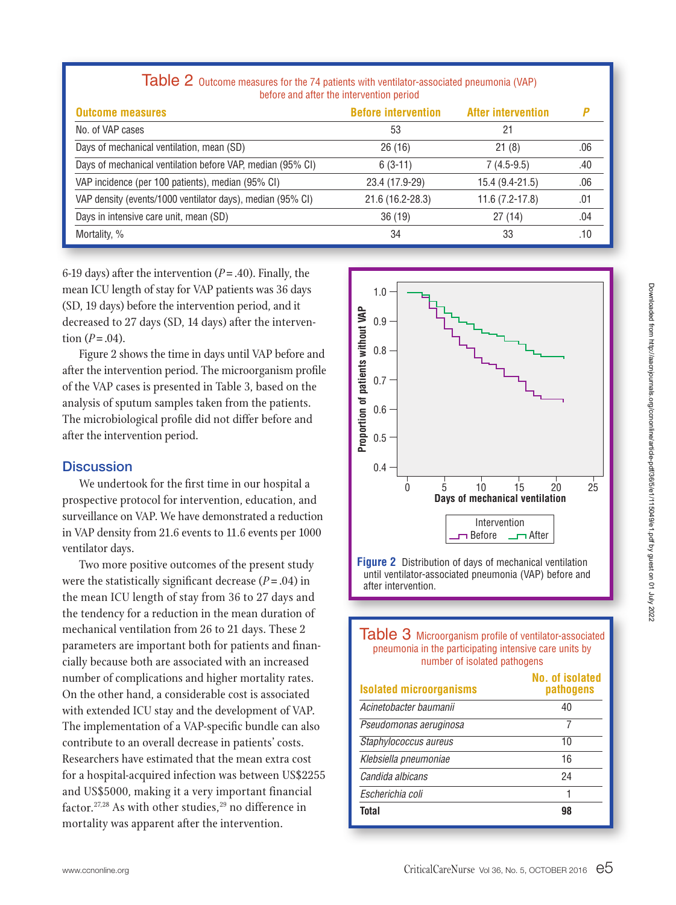**Table 2** Outcome measures for the 74 patients with ventilator-associated pneumonia (VAP) before and after the intervention period

| Outcome measures | Before intervention | After intervention | P |
|---|---|---|---|
| No. of VAP cases | 53 | 21 | |
| Days of mechanical ventilation, mean (SD) | 26 (16) | 21 (8) | .06 |
| Days of mechanical ventilation before VAP, median (95% CI) | 6 (3-11) | 7 (4.5-9.5) | .40 |
| VAP incidence (per 100 patients), median (95% CI) | 23.4 (17.9-29) | 15.4 (9.4-21.5) | .06 |
| VAP density (events/1000 ventilator days), median (95% CI) | 21.6 (16.2-28.3) | 11.6 (7.2-17.8) | .01 |
| Days in intensive care unit, mean (SD) | 36 (19) | 27 (14) | .04 |
| Mortality, % | 34 | 33 | .10 |

6-19 days) after the intervention ($P = .40$). Finally, the mean ICU length of stay for VAP patients was 36 days (SD, 19 days) before the intervention period, and it decreased to 27 days (SD, 14 days) after the intervention ($P = .04$).

Figure 2 shows the time in days until VAP before and after the intervention period. The microorganism profile of the VAP cases is presented in Table 3, based on the analysis of sputum samples taken from the patients. The microbiological profile did not differ before and after the intervention period.

Proportion of patients without VAP
1.0
0.9
0.8
0.7
0.6
0.5
0.4
0
5
10
15
20
25
Days of mechanical ventilation
Intervention
Before
After

**Figure 2** Distribution of days of mechanical ventilation until ventilator-associated pneumonia (VAP) before and after intervention.

## Discussion

We undertook for the first time in our hospital a prospective protocol for intervention, education, and surveillance on VAP. We have demonstrated a reduction in VAP density from 21.6 events to 11.6 events per 1000 ventilator days.

Two more positive outcomes of the present study were the statistically significant decrease ($P = .04$) in the mean ICU length of stay from 36 to 27 days and the tendency for a reduction in the mean duration of mechanical ventilation from 26 to 21 days. These 2 parameters are important both for patients and financially because both are associated with an increased number of complications and higher mortality rates. On the other hand, a considerable cost is associated with extended ICU stay and the development of VAP. The implementation of a VAP-specific bundle can also contribute to an overall decrease in patients' costs. Researchers have estimated that the mean extra cost for a hospital-acquired infection was between US$2255 and US$5000, making it a very important financial factor.[27,28] As with other studies,[29] no difference in mortality was apparent after the intervention.

**Table 3** Microorganism profile of ventilator-associated pneumonia in the participating intensive care units by number of isolated pathogens

| Isolated microorganisms | No. of isolated pathogens |
|---|---|
| *Acinetobacter baumanii* | 40 |
| *Pseudomonas aeruginosa* | 7 |
| *Staphylococcus aureus* | 10 |
| *Klebsiella pneumoniae* | 16 |
| *Candida albicans* | 24 |
| *Escherichia coli* | 1 |
| **Total** | **98** |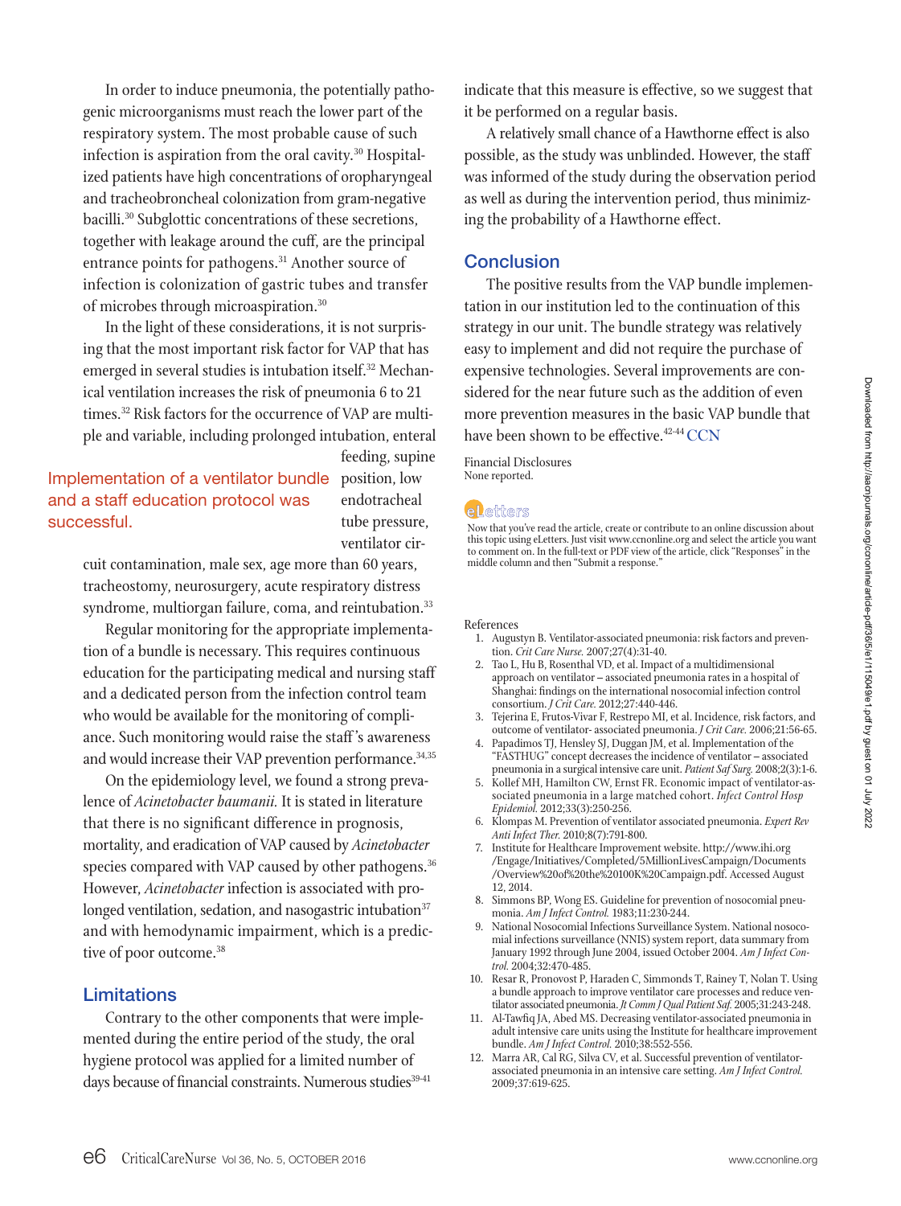In order to induce pneumonia, the potentially pathogenic microorganisms must reach the lower part of the respiratory system. The most probable cause of such infection is aspiration from the oral cavity.[30] Hospitalized patients have high concentrations of oropharyngeal and tracheobroncheal colonization from gram-negative bacilli.[30] Subglottic concentrations of these secretions, together with leakage around the cuff, are the principal entrance points for pathogens.[31] Another source of infection is colonization of gastric tubes and transfer of microbes through microaspiration.[30]

In the light of these considerations, it is not surprising that the most important risk factor for VAP that has emerged in several studies is intubation itself.[32] Mechanical ventilation increases the risk of pneumonia 6 to 21 times.[32] Risk factors for the occurrence of VAP are multiple and variable, including prolonged intubation, enteral feeding, supine position, low endotracheal tube pressure, ventilator circuit contamination, male sex, age more than 60 years, tracheostomy, neurosurgery, acute respiratory distress syndrome, multiorgan failure, coma, and reintubation.[33]

Implementation of a ventilator bundle and a staff education protocol was successful.

Regular monitoring for the appropriate implementation of a bundle is necessary. This requires continuous education for the participating medical and nursing staff and a dedicated person from the infection control team who would be available for the monitoring of compliance. Such monitoring would raise the staff's awareness and would increase their VAP prevention performance.[34,35]

On the epidemiology level, we found a strong prevalence of *Acinetobacter baumanii.* It is stated in literature that there is no significant difference in prognosis, mortality, and eradication of VAP caused by *Acinetobacter* species compared with VAP caused by other pathogens.[36] However, *Acinetobacter* infection is associated with prolonged ventilation, sedation, and nasogastric intubation[37] and with hemodynamic impairment, which is a predictive of poor outcome.[38]

## Limitations

Contrary to the other components that were implemented during the entire period of the study, the oral hygiene protocol was applied for a limited number of days because of financial constraints. Numerous studies[39-41] indicate that this measure is effective, so we suggest that it be performed on a regular basis.

A relatively small chance of a Hawthorne effect is also possible, as the study was unblinded. However, the staff was informed of the study during the observation period as well as during the intervention period, thus minimizing the probability of a Hawthorne effect.

## Conclusion

The positive results from the VAP bundle implementation in our institution led to the continuation of this strategy in our unit. The bundle strategy was relatively easy to implement and did not require the purchase of expensive technologies. Several improvements are considered for the near future such as the addition of even more prevention measures in the basic VAP bundle that have been shown to be effective.[42-44] CCN

Financial Disclosures
None reported.

eLetters

Now that you've read the article, create or contribute to an online discussion about this topic using eLetters. Just visit www.ccnonline.org and select the article you want to comment on. In the full-text or PDF view of the article, click "Responses" in the middle column and then "Submit a response."

References

1. Augustyn B. Ventilator-associated pneumonia: risk factors and prevention. *Crit Care Nurse.* 2007;27(4):31-40.
2. Tao L, Hu B, Rosenthal VD, et al. Impact of a multidimensional approach on ventilator – associated pneumonia rates in a hospital of Shanghai: findings on the international nosocomial infection control consortium. *J Crit Care.* 2012;27:440-446.
3. Tejerina E, Frutos-Vivar F, Restrepo MI, et al. Incidence, risk factors, and outcome of ventilator- associated pneumonia. *J Crit Care.* 2006;21:56-65.
4. Papadimos TJ, Hensley SJ, Duggan JM, et al. Implementation of the "FASTHUG" concept decreases the incidence of ventilator – associated pneumonia in a surgical intensive care unit. *Patient Saf Surg.* 2008;2(3):1-6.
5. Kollef MH, Hamilton CW, Ernst FR. Economic impact of ventilator-associated pneumonia in a large matched cohort. *Infect Control Hosp Epidemiol.* 2012;33(3):250-256.
6. Klompas M. Prevention of ventilator associated pneumonia. *Expert Rev Anti Infect Ther.* 2010;8(7):791-800.
7. Institute for Healthcare Improvement website. http://www.ihi.org/Engage/Initiatives/Completed/5MillionLivesCampaign/Documents/Overview%20of%20the%20100K%20Campaign.pdf. Accessed August 12, 2014.
8. Simmons BP, Wong ES. Guideline for prevention of nosocomial pneumonia. *Am J Infect Control.* 1983;11:230-244.
9. National Nosocomial Infections Surveillance System. National nosocomial infections surveillance (NNIS) system report, data summary from January 1992 through June 2004, issued October 2004. *Am J Infect Control.* 2004;32:470-485.
10. Resar R, Pronovost P, Haraden C, Simmonds T, Rainey T, Nolan T. Using a bundle approach to improve ventilator care processes and reduce ventilator associated pneumonia. *Jt Comm J Qual Patient Saf.* 2005;31:243-248.
11. Al-Tawfiq JA, Abed MS. Decreasing ventilator-associated pneumonia in adult intensive care units using the Institute for healthcare improvement bundle. *Am J Infect Control.* 2010;38:552-556.
12. Marra AR, Cal RG, Silva CV, et al. Successful prevention of ventilator-associated pneumonia in an intensive care setting. *Am J Infect Control.* 2009;37:619-625.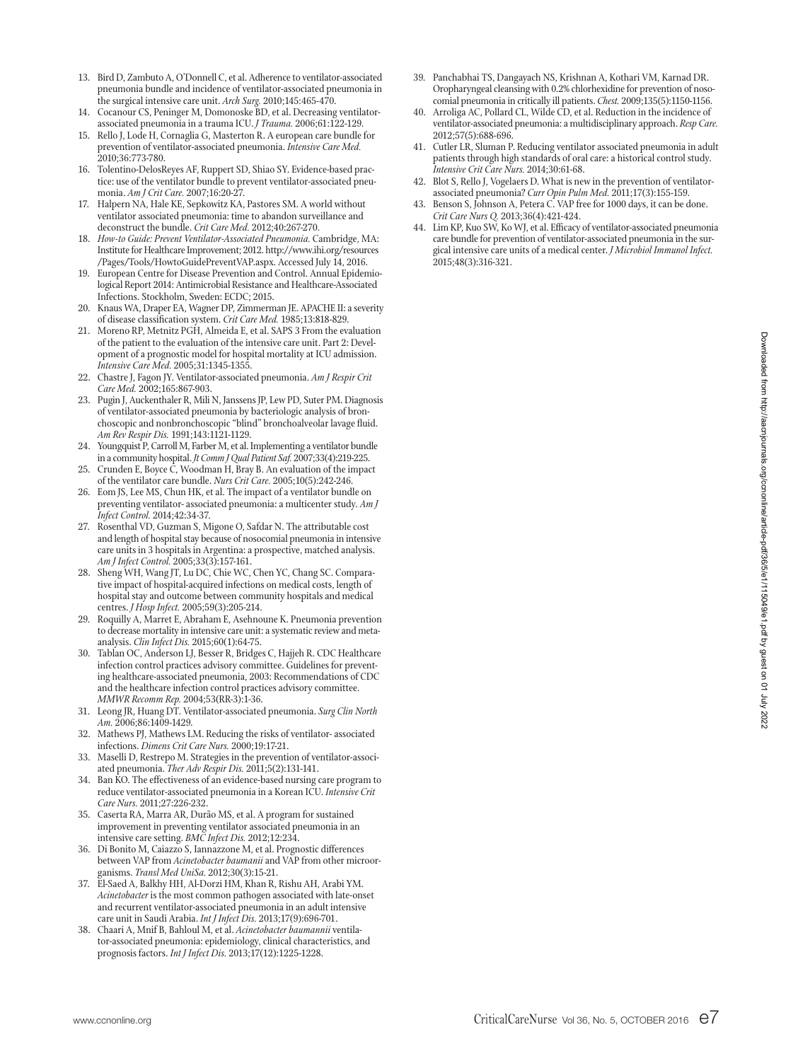13. Bird D, Zambuto A, O'Donnell C, et al. Adherence to ventilator-associated pneumonia bundle and incidence of ventilator-associated pneumonia in the surgical intensive care unit. *Arch Surg.* 2010;145:465-470.
14. Cocanour CS, Peninger M, Domonoske BD, et al. Decreasing ventilator-associated pneumonia in a trauma ICU. *J Trauma.* 2006;61:122-129.
15. Rello J, Lode H, Cornaglia G, Masterton R. A european care bundle for prevention of ventilator-associated pneumonia. *Intensive Care Med.* 2010;36:773-780.
16. Tolentino-DelosReyes AF, Ruppert SD, Shiao SY. Evidence-based practice: use of the ventilator bundle to prevent ventilator-associated pneumonia. *Am J Crit Care.* 2007;16:20-27.
17. Halpern NA, Hale KE, Sepkowitz KA, Pastores SM. A world without ventilator associated pneumonia: time to abandon surveillance and deconstruct the bundle. *Crit Care Med.* 2012;40:267-270.
18. *How-to Guide: Prevent Ventilator-Associated Pneumonia.* Cambridge, MA: Institute for Healthcare Improvement; 2012. http://www.ihi.org/resources/Pages/Tools/HowtoGuidePreventVAP.aspx. Accessed July 14, 2016.
19. European Centre for Disease Prevention and Control. Annual Epidemiological Report 2014: Antimicrobial Resistance and Healthcare-Associated Infections. Stockholm, Sweden: ECDC; 2015.
20. Knaus WA, Draper EA, Wagner DP, Zimmerman JE. APACHE II: a severity of disease classification system. *Crit Care Med.* 1985;13:818-829.
21. Moreno RP, Metnitz PGH, Almeida E, et al. SAPS 3 From the evaluation of the patient to the evaluation of the intensive care unit. Part 2: Development of a prognostic model for hospital mortality at ICU admission. *Intensive Care Med.* 2005;31:1345-1355.
22. Chastre J, Fagon JY. Ventilator-associated pneumonia. *Am J Respir Crit Care Med.* 2002;165:867-903.
23. Pugin J, Auckenthaler R, Mili N, Janssens JP, Lew PD, Suter PM. Diagnosis of ventilator-associated pneumonia by bacteriologic analysis of bronchoscopic and nonbronchoscopic "blind" bronchoalveolar lavage fluid. *Am Rev Respir Dis.* 1991;143:1121-1129.
24. Youngquist P, Carroll M, Farber M, et al. Implementing a ventilator bundle in a community hospital. *Jt Comm J Qual Patient Saf.* 2007;33(4):219-225.
25. Crunden E, Boyce C, Woodman H, Bray B. An evaluation of the impact of the ventilator care bundle. *Nurs Crit Care.* 2005;10(5):242-246.
26. Eom JS, Lee MS, Chun HK, et al. The impact of a ventilator bundle on preventing ventilator- associated pneumonia: a multicenter study. *Am J Infect Control.* 2014;42:34-37.
27. Rosenthal VD, Guzman S, Migone O, Safdar N. The attributable cost and length of hospital stay because of nosocomial pneumonia in intensive care units in 3 hospitals in Argentina: a prospective, matched analysis. *Am J Infect Control.* 2005;33(3):157-161.
28. Sheng WH, Wang JT, Lu DC, Chie WC, Chen YC, Chang SC. Comparative impact of hospital-acquired infections on medical costs, length of hospital stay and outcome between community hospitals and medical centres. *J Hosp Infect.* 2005;59(3):205-214.
29. Roquilly A, Marret E, Abraham E, Asehnoune K. Pneumonia prevention to decrease mortality in intensive care unit: a systematic review and meta-analysis. *Clin Infect Dis.* 2015;60(1):64-75.
30. Tablan OC, Anderson LJ, Besser R, Bridges C, Hajjeh R. CDC Healthcare infection control practices advisory committee. Guidelines for preventing healthcare-associated pneumonia, 2003: Recommendations of CDC and the healthcare infection control practices advisory committee. *MMWR Recomm Rep.* 2004;53(RR-3):1-36.
31. Leong JR, Huang DT. Ventilator-associated pneumonia. *Surg Clin North Am.* 2006;86:1409-1429.
32. Mathews PJ, Mathews LM. Reducing the risks of ventilator- associated infections. *Dimens Crit Care Nurs.* 2000;19:17-21.
33. Maselli D, Restrepo M. Strategies in the prevention of ventilator-associated pneumonia. *Ther Adv Respir Dis.* 2011;5(2):131-141.
34. Ban KO. The effectiveness of an evidence-based nursing care program to reduce ventilator-associated pneumonia in a Korean ICU. *Intensive Crit Care Nurs.* 2011;27:226-232.
35. Caserta RA, Marra AR, Durão MS, et al. A program for sustained improvement in preventing ventilator associated pneumonia in an intensive care setting. *BMC Infect Dis.* 2012;12:234.
36. Di Bonito M, Caiazzo S, Iannazzone M, et al. Prognostic differences between VAP from *Acinetobacter baumanii* and VAP from other microorganisms. *Transl Med UniSa.* 2012;30(3):15-21.
37. El-Saed A, Balkhy HH, Al-Dorzi HM, Khan R, Rishu AH, Arabi YM. *Acinetobacter* is the most common pathogen associated with late-onset and recurrent ventilator-associated pneumonia in an adult intensive care unit in Saudi Arabia. *Int J Infect Dis.* 2013;17(9):696-701.
38. Chaari A, Mnif B, Bahloul M, et al. *Acinetobacter baumannii* ventilator-associated pneumonia: epidemiology, clinical characteristics, and prognosis factors. *Int J Infect Dis.* 2013;17(12):1225-1228.
39. Panchabhai TS, Dangayach NS, Krishnan A, Kothari VM, Karnad DR. Oropharyngeal cleansing with 0.2% chlorhexidine for prevention of nosocomial pneumonia in critically ill patients. *Chest.* 2009;135(5):1150-1156.
40. Arroliga AC, Pollard CL, Wilde CD, et al. Reduction in the incidence of ventilator-associated pneumonia: a multidisciplinary approach. *Resp Care.* 2012;57(5):688-696.
41. Cutler LR, Sluman P. Reducing ventilator associated pneumonia in adult patients through high standards of oral care: a historical control study. *Intensive Crit Care Nurs.* 2014;30:61-68.
42. Blot S, Rello J, Vogelaers D. What is new in the prevention of ventilator-associated pneumonia? *Curr Opin Pulm Med.* 2011;17(3):155-159.
43. Benson S, Johnson A, Petera C. VAP free for 1000 days, it can be done. *Crit Care Nurs Q.* 2013;36(4):421-424.
44. Lim KP, Kuo SW, Ko WJ, et al. Efficacy of ventilator-associated pneumonia care bundle for prevention of ventilator-associated pneumonia in the surgical intensive care units of a medical center. *J Microbiol Immunol Infect.* 2015;48(3):316-321.